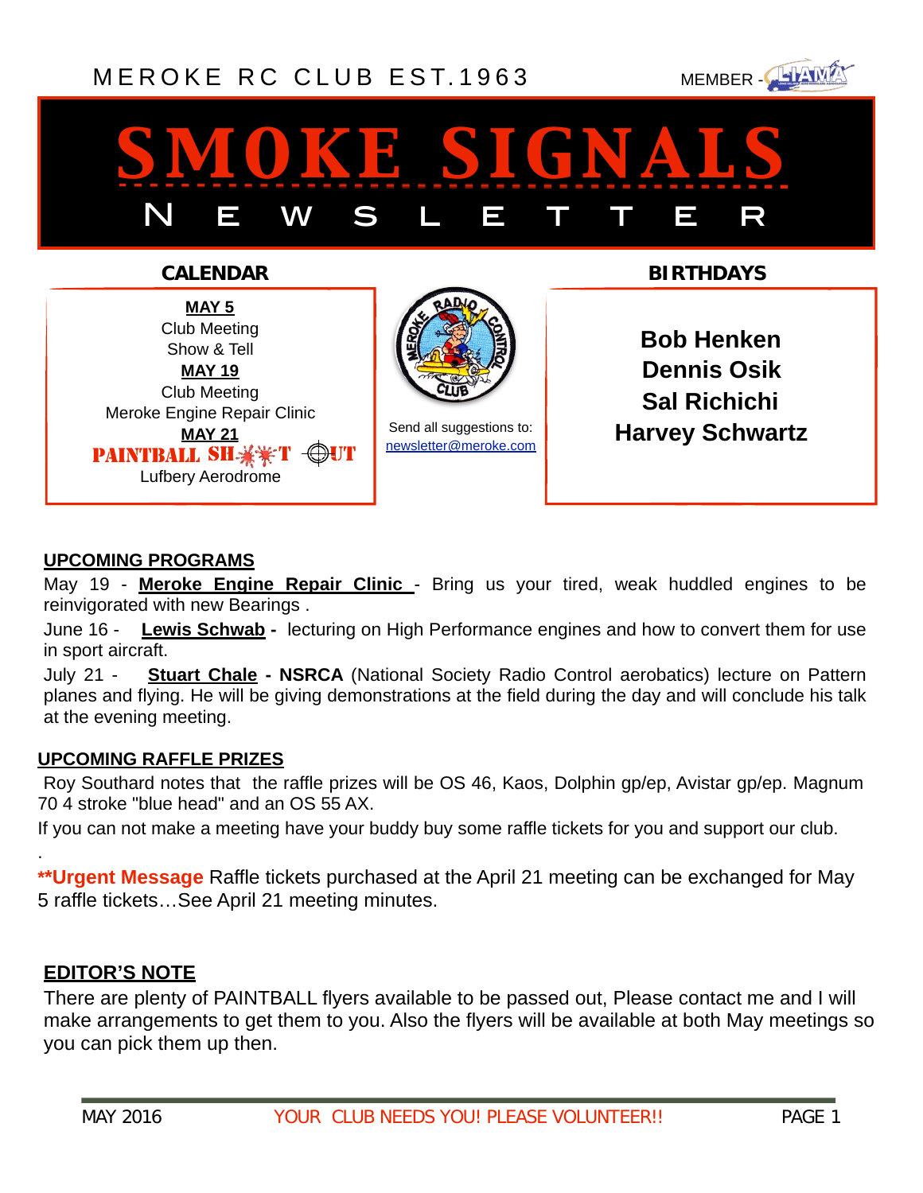MEROKE RC CLUB EST.1963

MEMBER - LIAMA

# SMOKE SIGNALS

## NEWSLETTER

### CALENDAR

**MAY 5**
Club Meeting
Show & Tell

**MAY 19**
Club Meeting
Meroke Engine Repair Clinic

**MAY 21**
PAINTBALL SHOOT OUT
Lufbery Aerodrome

Send all suggestions to: newsletter@meroke.com

### BIRTHDAYS

**Bob Henken**
**Dennis Osik**
**Sal Richichi**
**Harvey Schwartz**

### UPCOMING PROGRAMS

May 19 - **Meroke Engine Repair Clinic** - Bring us your tired, weak huddled engines to be reinvigorated with new Bearings .

June 16 - **Lewis Schwab** - lecturing on High Performance engines and how to convert them for use in sport aircraft.

July 21 - **Stuart Chale - NSRCA** (National Society Radio Control aerobatics) lecture on Pattern planes and flying. He will be giving demonstrations at the field during the day and will conclude his talk at the evening meeting.

### UPCOMING RAFFLE PRIZES

Roy Southard notes that the raffle prizes will be OS 46, Kaos, Dolphin gp/ep, Avistar gp/ep. Magnum 70 4 stroke "blue head" and an OS 55 AX.

If you can not make a meeting have your buddy buy some raffle tickets for you and support our club.

.

****Urgent Message** Raffle tickets purchased at the April 21 meeting can be exchanged for May 5 raffle tickets…See April 21 meeting minutes.

### EDITOR'S NOTE

There are plenty of PAINTBALL flyers available to be passed out, Please contact me and I will make arrangements to get them to you. Also the flyers will be available at both May meetings so you can pick them up then.

MAY 2016 YOUR CLUB NEEDS YOU! PLEASE VOLUNTEER!!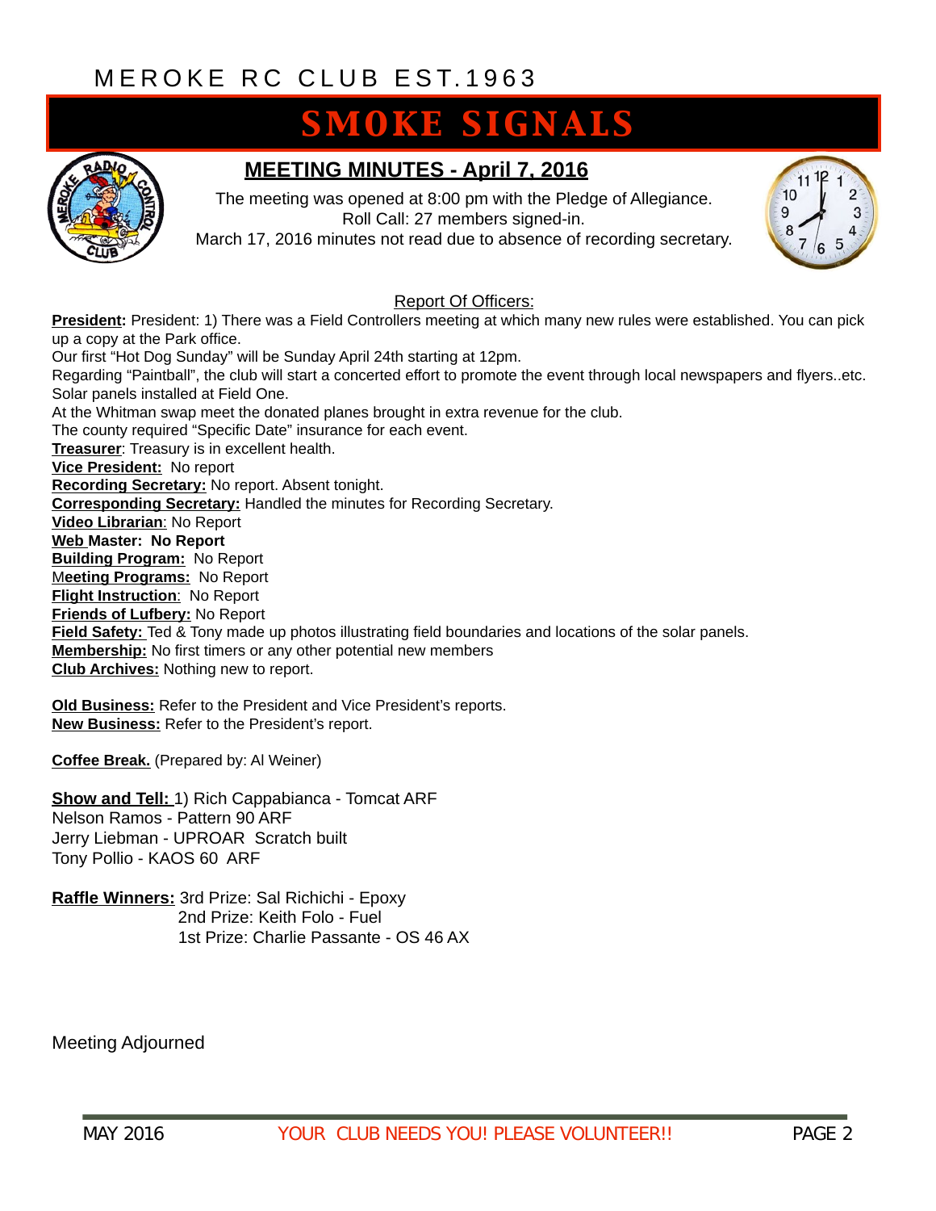MEROKE RC CLUB EST.1963

# SMOKE SIGNALS

## MEETING MINUTES - April 7, 2016

The meeting was opened at 8:00 pm with the Pledge of Allegiance.
Roll Call: 27 members signed-in.
March 17, 2016 minutes not read due to absence of recording secretary.

### Report Of Officers:

**President:** President: 1) There was a Field Controllers meeting at which many new rules were established. You can pick up a copy at the Park office.
Our first "Hot Dog Sunday" will be Sunday April 24th starting at 12pm.
Regarding "Paintball", the club will start a concerted effort to promote the event through local newspapers and flyers..etc.
Solar panels installed at Field One.
At the Whitman swap meet the donated planes brought in extra revenue for the club.
The county required "Specific Date" insurance for each event.
**Treasurer**: Treasury is in excellent health.
**Vice President:** No report
**Recording Secretary:** No report. Absent tonight.
**Corresponding Secretary:** Handled the minutes for Recording Secretary.
**Video Librarian**: No Report
**Web Master: No Report**
**Building Program:** No Report
**Meeting Programs:** No Report
**Flight Instruction**: No Report
**Friends of Lufbery:** No Report
**Field Safety:** Ted & Tony made up photos illustrating field boundaries and locations of the solar panels.
**Membership:** No first timers or any other potential new members
**Club Archives:** Nothing new to report.

**Old Business:** Refer to the President and Vice President's reports.
**New Business:** Refer to the President's report.

**Coffee Break.** (Prepared by: Al Weiner)

**Show and Tell:** 1) Rich Cappabianca - Tomcat ARF
Nelson Ramos - Pattern 90 ARF
Jerry Liebman - UPROAR Scratch built
Tony Pollio - KAOS 60 ARF

**Raffle Winners:** 3rd Prize: Sal Richichi - Epoxy
2nd Prize: Keith Folo - Fuel
1st Prize: Charlie Passante - OS 46 AX

Meeting Adjourned

YOUR CLUB NEEDS YOU! PLEASE VOLUNTEER!!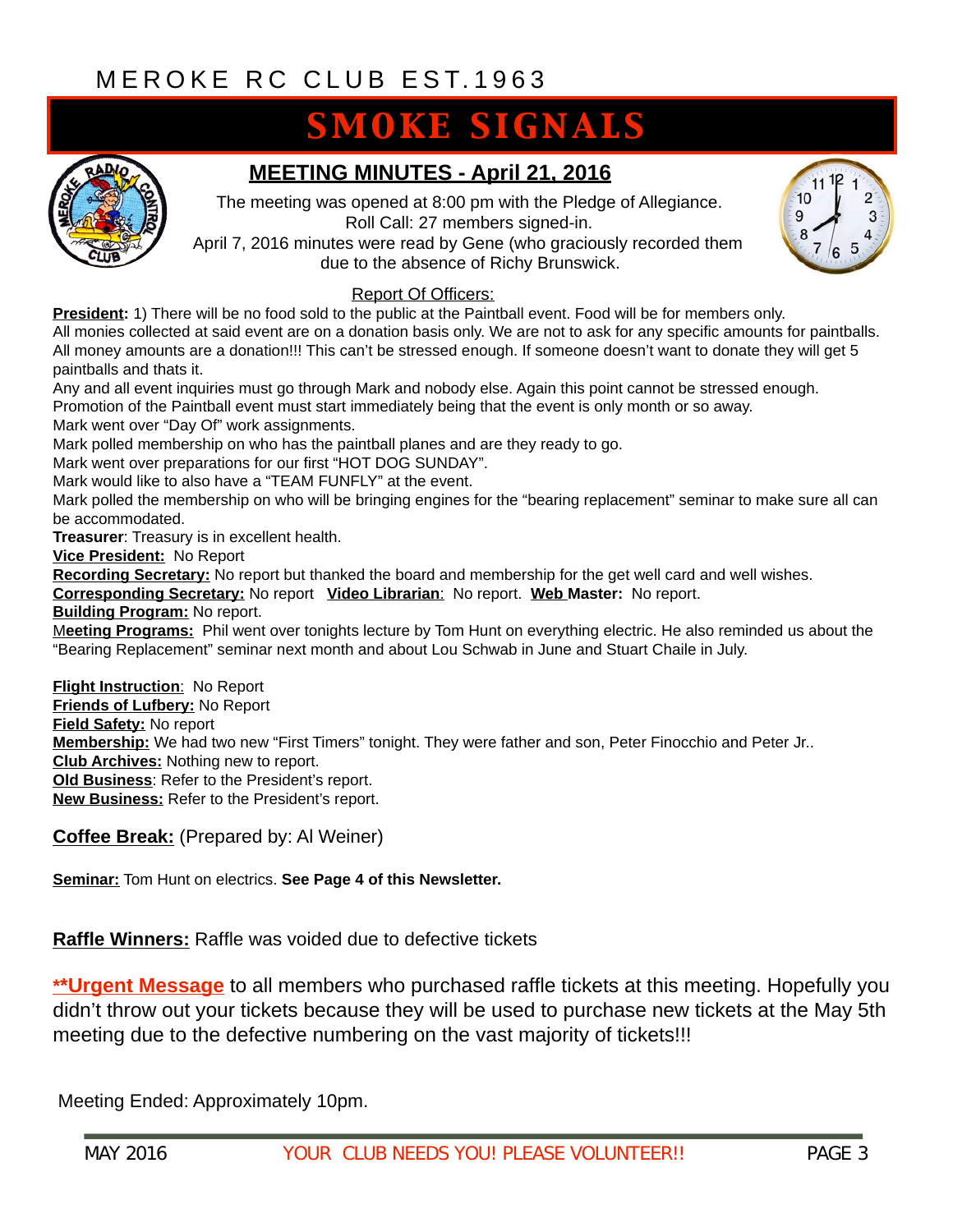MEROKE RC CLUB EST.1963

# SMOKE SIGNALS

## MEETING MINUTES - April 21, 2016

The meeting was opened at 8:00 pm with the Pledge of Allegiance.
Roll Call: 27 members signed-in.
April 7, 2016 minutes were read by Gene (who graciously recorded them due to the absence of Richy Brunswick.

Report Of Officers:

**President:** 1) There will be no food sold to the public at the Paintball event. Food will be for members only.
All monies collected at said event are on a donation basis only. We are not to ask for any specific amounts for paintballs. All money amounts are a donation!!! This can't be stressed enough. If someone doesn't want to donate they will get 5 paintballs and thats it.
Any and all event inquiries must go through Mark and nobody else. Again this point cannot be stressed enough.
Promotion of the Paintball event must start immediately being that the event is only month or so away.
Mark went over "Day Of" work assignments.
Mark polled membership on who has the paintball planes and are they ready to go.
Mark went over preparations for our first "HOT DOG SUNDAY".
Mark would like to also have a "TEAM FUNFLY" at the event.
Mark polled the membership on who will be bringing engines for the "bearing replacement" seminar to make sure all can be accommodated.
**Treasurer**: Treasury is in excellent health.
**Vice President:** No Report
**Recording Secretary:** No report but thanked the board and membership for the get well card and well wishes.
**Corresponding Secretary:** No report **Video Librarian**: No report. **Web Master:** No report.
**Building Program:** No report.
**Meeting Programs:** Phil went over tonights lecture by Tom Hunt on everything electric. He also reminded us about the "Bearing Replacement" seminar next month and about Lou Schwab in June and Stuart Chaile in July.

**Flight Instruction**: No Report
**Friends of Lufbery:** No Report
**Field Safety:** No report
**Membership:** We had two new "First Timers" tonight. They were father and son, Peter Finocchio and Peter Jr..
**Club Archives:** Nothing new to report.
**Old Business**: Refer to the President's report.
**New Business:** Refer to the President's report.

**Coffee Break:** (Prepared by: Al Weiner)

**Seminar:** Tom Hunt on electrics. **See Page 4 of this Newsletter.**

**Raffle Winners:** Raffle was voided due to defective tickets

****Urgent Message** to all members who purchased raffle tickets at this meeting. Hopefully you didn't throw out your tickets because they will be used to purchase new tickets at the May 5th meeting due to the defective numbering on the vast majority of tickets!!!

Meeting Ended: Approximately 10pm.

YOUR CLUB NEEDS YOU! PLEASE VOLUNTEER!!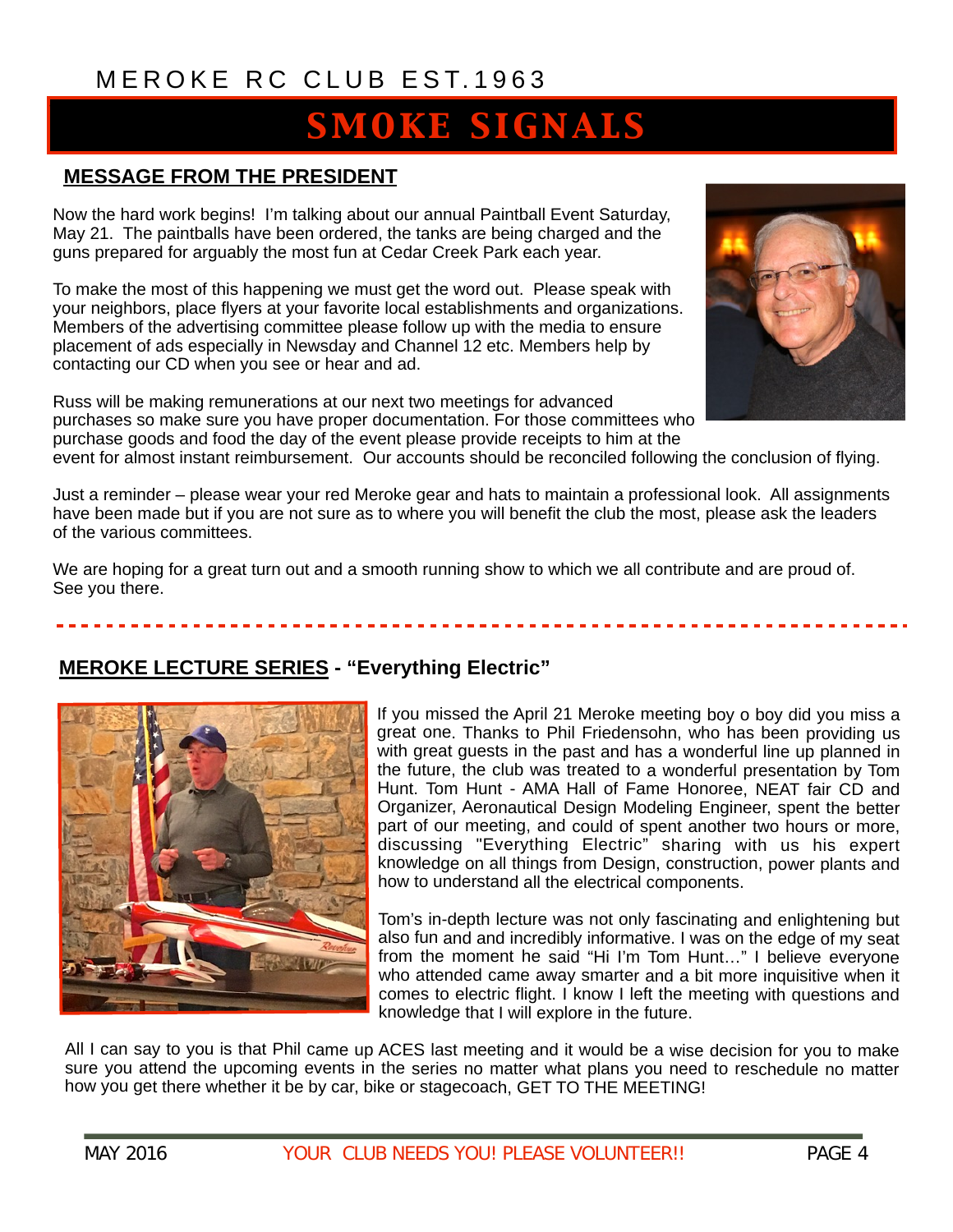MEROKE RC CLUB EST.1963

# SMOKE SIGNALS

## MESSAGE FROM THE PRESIDENT

Now the hard work begins! I'm talking about our annual Paintball Event Saturday, May 21. The paintballs have been ordered, the tanks are being charged and the guns prepared for arguably the most fun at Cedar Creek Park each year.

To make the most of this happening we must get the word out. Please speak with your neighbors, place flyers at your favorite local establishments and organizations. Members of the advertising committee please follow up with the media to ensure placement of ads especially in Newsday and Channel 12 etc. Members help by contacting our CD when you see or hear and ad.

Russ will be making remunerations at our next two meetings for advanced purchases so make sure you have proper documentation. For those committees who purchase goods and food the day of the event please provide receipts to him at the event for almost instant reimbursement. Our accounts should be reconciled following the conclusion of flying.

Just a reminder – please wear your red Meroke gear and hats to maintain a professional look. All assignments have been made but if you are not sure as to where you will benefit the club the most, please ask the leaders of the various committees.

We are hoping for a great turn out and a smooth running show to which we all contribute and are proud of. See you there.

---

## MEROKE LECTURE SERIES - "Everything Electric"

If you missed the April 21 Meroke meeting boy o boy did you miss a great one. Thanks to Phil Friedensohn, who has been providing us with great guests in the past and has a wonderful line up planned in the future, the club was treated to a wonderful presentation by Tom Hunt. Tom Hunt - AMA Hall of Fame Honoree, NEAT fair CD and Organizer, Aeronautical Design Modeling Engineer, spent the better part of our meeting, and could of spent another two hours or more, discussing "Everything Electric" sharing with us his expert knowledge on all things from Design, construction, power plants and how to understand all the electrical components.

Tom's in-depth lecture was not only fascinating and enlightening but also fun and and incredibly informative. I was on the edge of my seat from the moment he said "Hi I'm Tom Hunt…" I believe everyone who attended came away smarter and a bit more inquisitive when it comes to electric flight. I know I left the meeting with questions and knowledge that I will explore in the future.

All I can say to you is that Phil came up ACES last meeting and it would be a wise decision for you to make sure you attend the upcoming events in the series no matter what plans you need to reschedule no matter how you get there whether it be by car, bike or stagecoach, GET TO THE MEETING!

MAY 2016 YOUR CLUB NEEDS YOU! PLEASE VOLUNTEER!!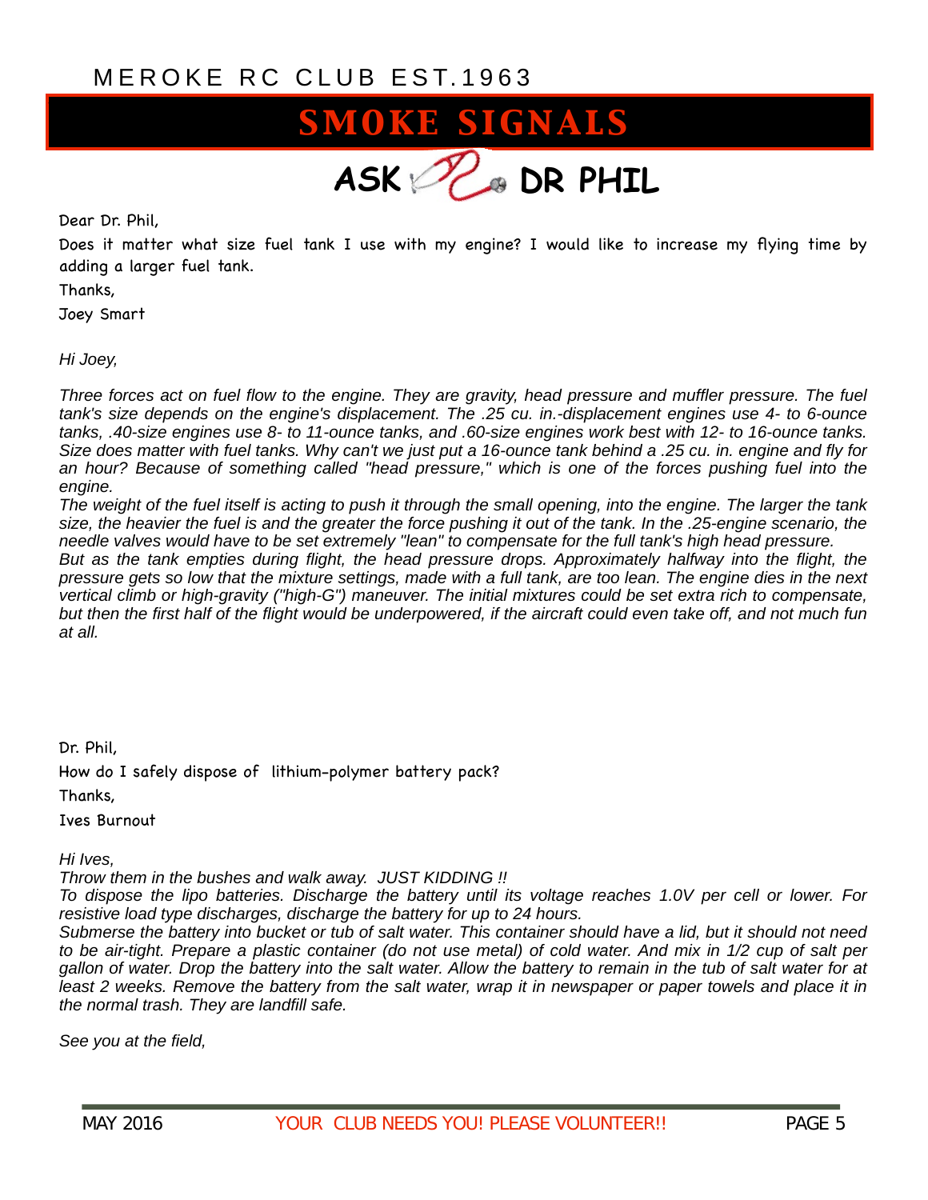MEROKE RC CLUB EST.1963

# SMOKE SIGNALS

## ASK DR PHIL

Dear Dr. Phil,

Does it matter what size fuel tank I use with my engine? I would like to increase my flying time by adding a larger fuel tank.

Thanks,

Joey Smart

*Hi Joey,*

*Three forces act on fuel flow to the engine. They are gravity, head pressure and muffler pressure. The fuel tank's size depends on the engine's displacement. The .25 cu. in.-displacement engines use 4- to 6-ounce tanks, .40-size engines use 8- to 11-ounce tanks, and .60-size engines work best with 12- to 16-ounce tanks. Size does matter with fuel tanks. Why can't we just put a 16-ounce tank behind a .25 cu. in. engine and fly for an hour? Because of something called "head pressure," which is one of the forces pushing fuel into the engine.*

*The weight of the fuel itself is acting to push it through the small opening, into the engine. The larger the tank size, the heavier the fuel is and the greater the force pushing it out of the tank. In the .25-engine scenario, the needle valves would have to be set extremely "lean" to compensate for the full tank's high head pressure.*

*But as the tank empties during flight, the head pressure drops. Approximately halfway into the flight, the pressure gets so low that the mixture settings, made with a full tank, are too lean. The engine dies in the next vertical climb or high-gravity ("high-G") maneuver. The initial mixtures could be set extra rich to compensate, but then the first half of the flight would be underpowered, if the aircraft could even take off, and not much fun at all.*

Dr. Phil,

How do I safely dispose of lithium-polymer battery pack?

Thanks,

Ives Burnout

*Hi Ives,*

*Throw them in the bushes and walk away. JUST KIDDING !!*

*To dispose the lipo batteries. Discharge the battery until its voltage reaches 1.0V per cell or lower. For resistive load type discharges, discharge the battery for up to 24 hours.*

*Submerse the battery into bucket or tub of salt water. This container should have a lid, but it should not need to be air-tight. Prepare a plastic container (do not use metal) of cold water. And mix in 1/2 cup of salt per gallon of water. Drop the battery into the salt water. Allow the battery to remain in the tub of salt water for at least 2 weeks. Remove the battery from the salt water, wrap it in newspaper or paper towels and place it in the normal trash. They are landfill safe.*

*See you at the field,*

MAY 2016 YOUR CLUB NEEDS YOU! PLEASE VOLUNTEER!!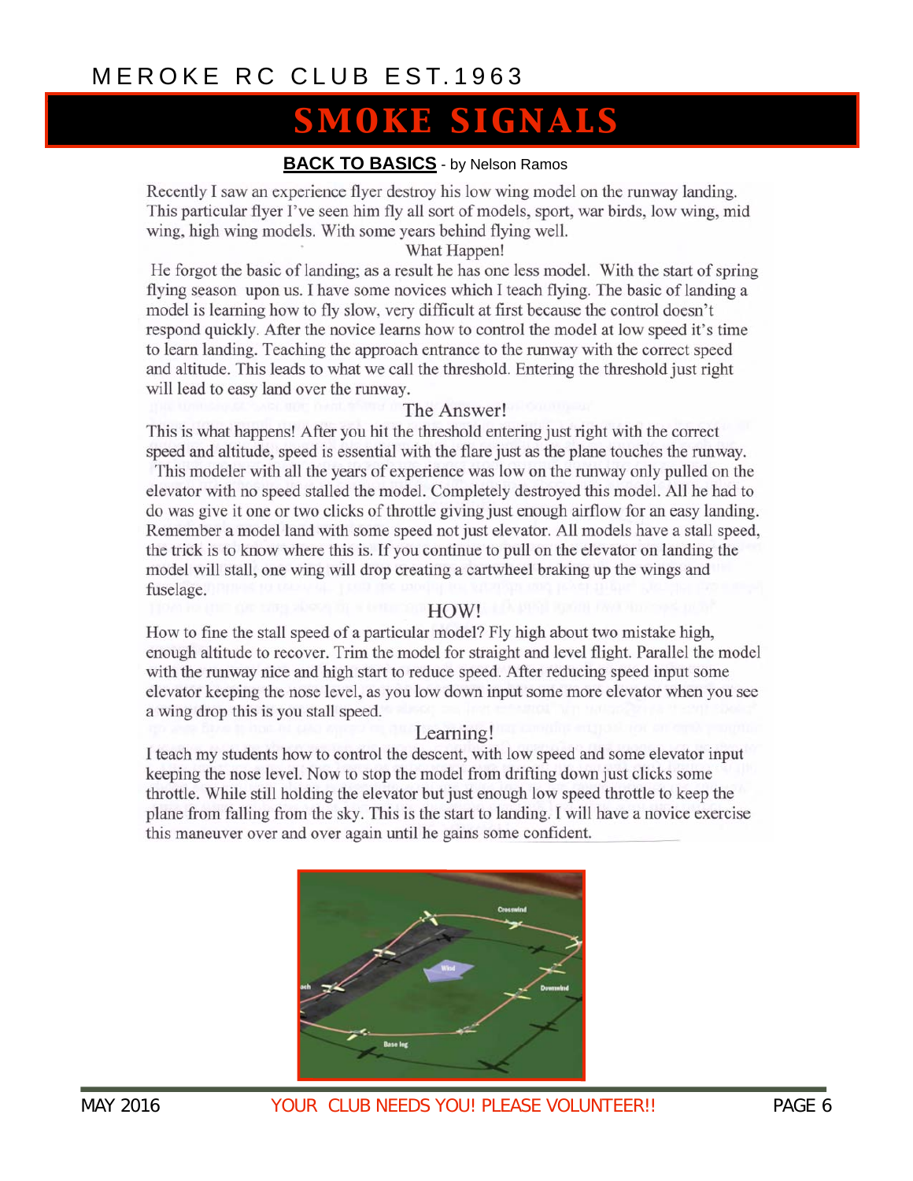# SMOKE SIGNALS

## BACK TO BASICS - by Nelson Ramos

Recently I saw an experience flyer destroy his low wing model on the runway landing. This particular flyer I've seen him fly all sort of models, sport, war birds, low wing, mid wing, high wing models. With some years behind flying well.

What Happen!

He forgot the basic of landing; as a result he has one less model. With the start of spring flying season upon us. I have some novices which I teach flying. The basic of landing a model is learning how to fly slow, very difficult at first because the control doesn't respond quickly. After the novice learns how to control the model at low speed it's time to learn landing. Teaching the approach entrance to the runway with the correct speed and altitude. This leads to what we call the threshold. Entering the threshold just right will lead to easy land over the runway.

The Answer!

This is what happens! After you hit the threshold entering just right with the correct speed and altitude, speed is essential with the flare just as the plane touches the runway. This modeler with all the years of experience was low on the runway only pulled on the elevator with no speed stalled the model. Completely destroyed this model. All he had to do was give it one or two clicks of throttle giving just enough airflow for an easy landing. Remember a model land with some speed not just elevator. All models have a stall speed, the trick is to know where this is. If you continue to pull on the elevator on landing the model will stall, one wing will drop creating a cartwheel braking up the wings and fuselage.

HOW!

How to fine the stall speed of a particular model? Fly high about two mistake high, enough altitude to recover. Trim the model for straight and level flight. Parallel the model with the runway nice and high start to reduce speed. After reducing speed input some elevator keeping the nose level, as you low down input some more elevator when you see a wing drop this is you stall speed.

Learning!

I teach my students how to control the descent, with low speed and some elevator input keeping the nose level. Now to stop the model from drifting down just clicks some throttle. While still holding the elevator but just enough low speed throttle to keep the plane from falling from the sky. This is the start to landing. I will have a novice exercise this maneuver over and over again until he gains some confident.

YOUR CLUB NEEDS YOU! PLEASE VOLUNTEER!!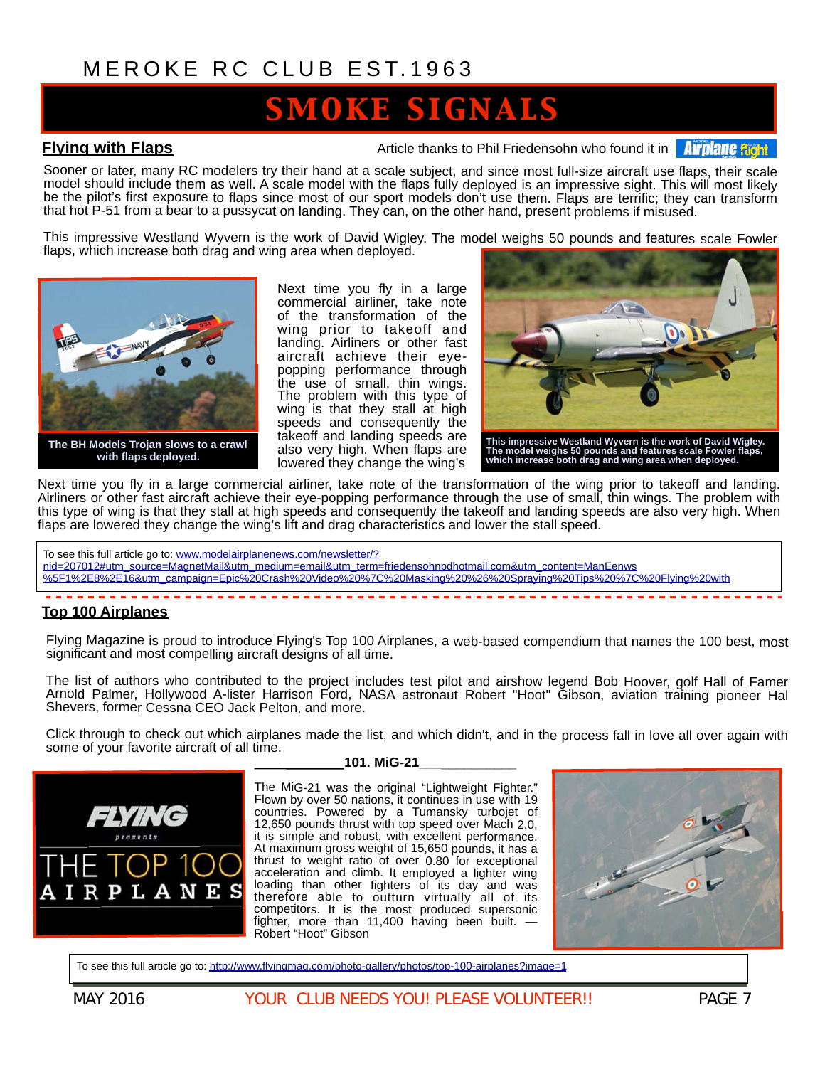MEROKE RC CLUB EST.1963

# SMOKE SIGNALS

## Flying with Flaps

Article thanks to Phil Friedensohn who found it in Airplane flight

Sooner or later, many RC modelers try their hand at a scale subject, and since most full-size aircraft use flaps, their scale model should include them as well. A scale model with the flaps fully deployed is an impressive sight. This will most likely be the pilot's first exposure to flaps since most of our sport models don't use them. Flaps are terrific; they can transform that hot P-51 from a bear to a pussycat on landing. They can, on the other hand, present problems if misused.

This impressive Westland Wyvern is the work of David Wigley. The model weighs 50 pounds and features scale Fowler flaps, which increase both drag and wing area when deployed.

The BH Models Trojan slows to a crawl with flaps deployed.

Next time you fly in a large commercial airliner, take note of the transformation of the wing prior to takeoff and landing. Airliners or other fast aircraft achieve their eye-popping performance through the use of small, thin wings. The problem with this type of wing is that they stall at high speeds and consequently the takeoff and landing speeds are also very high. When flaps are lowered they change the wing's

This impressive Westland Wyvern is the work of David Wigley. The model weighs 50 pounds and features scale Fowler flaps, which increase both drag and wing area when deployed.

Next time you fly in a large commercial airliner, take note of the transformation of the wing prior to takeoff and landing. Airliners or other fast aircraft achieve their eye-popping performance through the use of small, thin wings. The problem with this type of wing is that they stall at high speeds and consequently the takeoff and landing speeds are also very high. When flaps are lowered they change the wing's lift and drag characteristics and lower the stall speed.

To see this full article go to: www.modelairplanenews.com/newsletter/?nid=207012#utm_source=MagnetMail&utm_medium=email&utm_term=friedensohnpdhotmail.com&utm_content=ManEenws%5F1%2E8%2E16&utm_campaign=Epic%20Crash%20Video%20%7C%20Masking%20%26%20Spraying%20Tips%20%7C%20Flying%20with

## Top 100 Airplanes

Flying Magazine is proud to introduce Flying's Top 100 Airplanes, a web-based compendium that names the 100 best, most significant and most compelling aircraft designs of all time.

The list of authors who contributed to the project includes test pilot and airshow legend Bob Hoover, golf Hall of Famer Arnold Palmer, Hollywood A-lister Harrison Ford, NASA astronaut Robert "Hoot" Gibson, aviation training pioneer Hal Shevers, former Cessna CEO Jack Pelton, and more.

Click through to check out which airplanes made the list, and which didn't, and in the process fall in love all over again with some of your favorite aircraft of all time.

FLYING presents THE TOP 100 AIRPLANES

**101. MiG-21**

The MiG-21 was the original "Lightweight Fighter." Flown by over 50 nations, it continues in use with 19 countries. Powered by a Tumansky turbojet of 12,650 pounds thrust with top speed over Mach 2.0, it is simple and robust, with excellent performance. At maximum gross weight of 15,650 pounds, it has a thrust to weight ratio of over 0.80 for exceptional acceleration and climb. It employed a lighter wing loading than other fighters of its day and was therefore able to outturn virtually all of its competitors. It is the most produced supersonic fighter, more than 11,400 having been built. — Robert "Hoot" Gibson

To see this full article go to: http://www.flyingmag.com/photo-gallery/photos/top-100-airplanes?image=1

MAY 2016 YOUR CLUB NEEDS YOU! PLEASE VOLUNTEER!!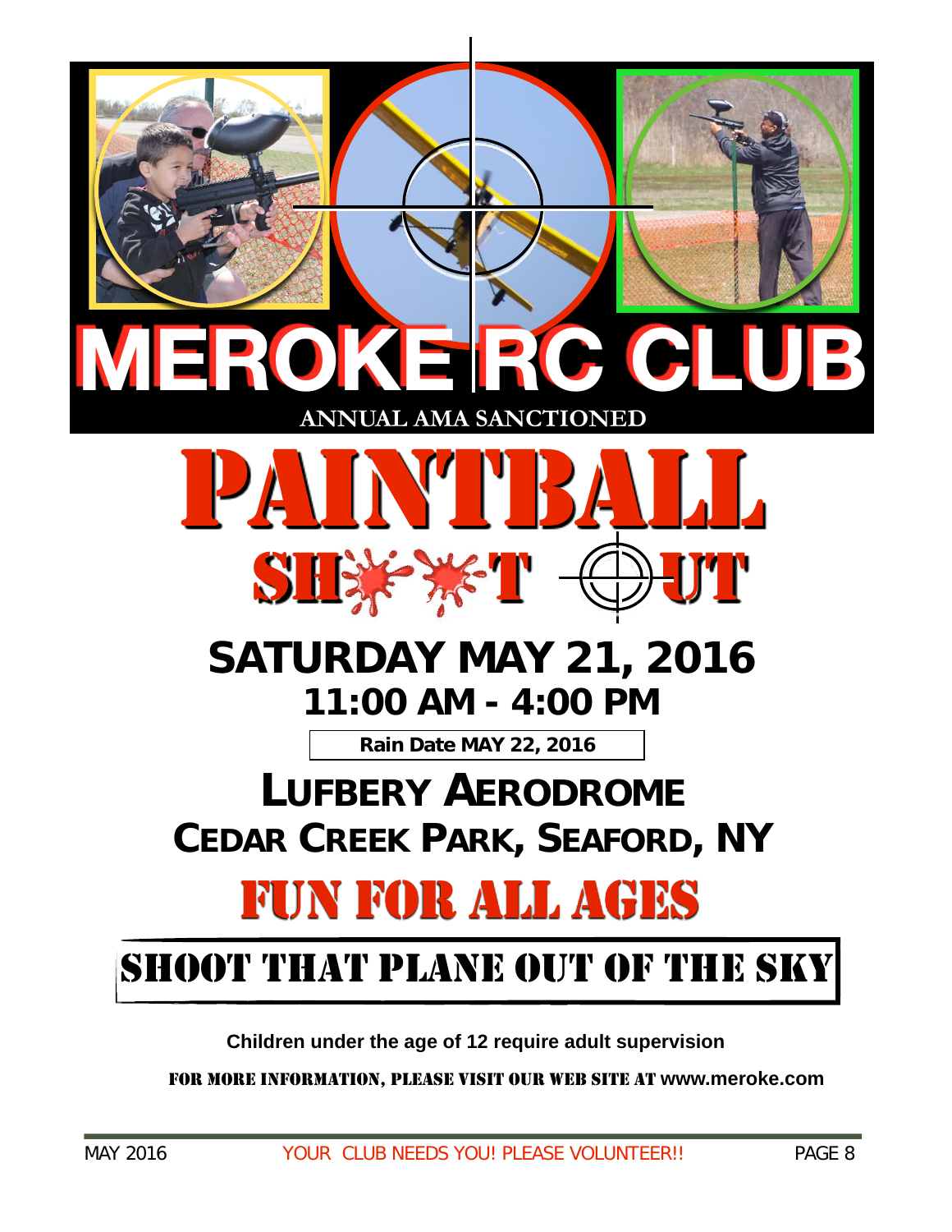# MEROKE RC CLUB

ANNUAL AMA SANCTIONED

# PAINTBALL SHOOT OUT

## SATURDAY MAY 21, 2016

### 11:00 AM - 4:00 PM

**Rain Date MAY 22, 2016**

## LUFBERY AERODROME

### CEDAR CREEK PARK, SEAFORD, NY

## FUN FOR ALL AGES

## SHOOT THAT PLANE OUT OF THE SKY

**Children under the age of 12 require adult supervision**

**FOR MORE INFORMATION, PLEASE VISIT OUR WEB SITE AT www.meroke.com**

YOUR CLUB NEEDS YOU! PLEASE VOLUNTEER!!